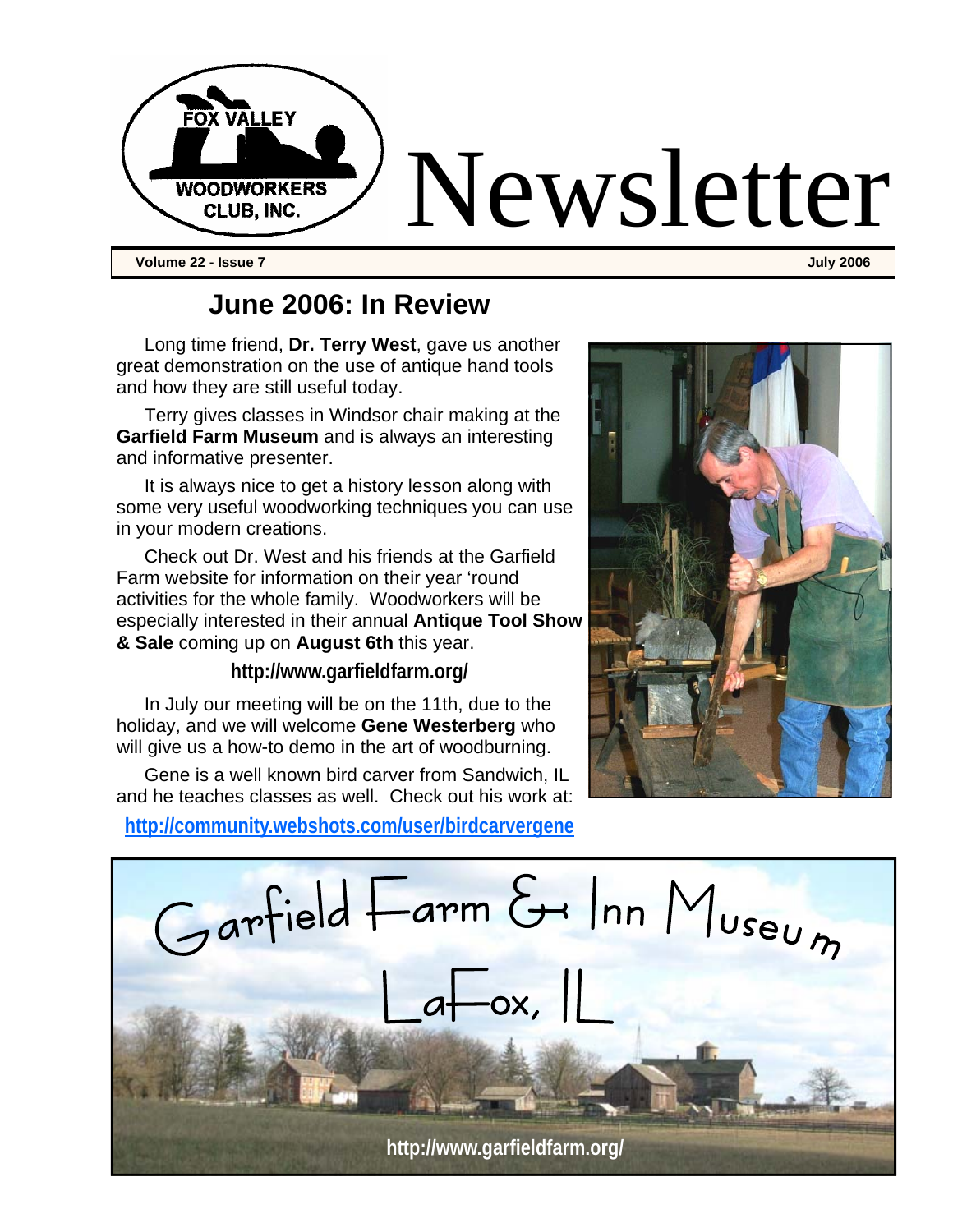FOX VALLEY WOODWORKERS CLUB, INC.

# Newsletter

**Volume 22 - Issue 7** **July 2006**

## June 2006: In Review

Long time friend, **Dr. Terry West**, gave us another great demonstration on the use of antique hand tools and how they are still useful today.

Terry gives classes in Windsor chair making at the **Garfield Farm Museum** and is always an interesting and informative presenter.

It is always nice to get a history lesson along with some very useful woodworking techniques you can use in your modern creations.

Check out Dr. West and his friends at the Garfield Farm website for information on their year 'round activities for the whole family. Woodworkers will be especially interested in their annual **Antique Tool Show & Sale** coming up on **August 6th** this year.

**http://www.garfieldfarm.org/**

In July our meeting will be on the 11th, due to the holiday, and we will welcome **Gene Westerberg** who will give us a how-to demo in the art of woodburning.

Gene is a well known bird carver from Sandwich, IL and he teaches classes as well. Check out his work at:

**http://community.webshots.com/user/birdcarvergene**

Garfield Farm & Inn Museum

LaFox, IL

**http://www.garfieldfarm.org/**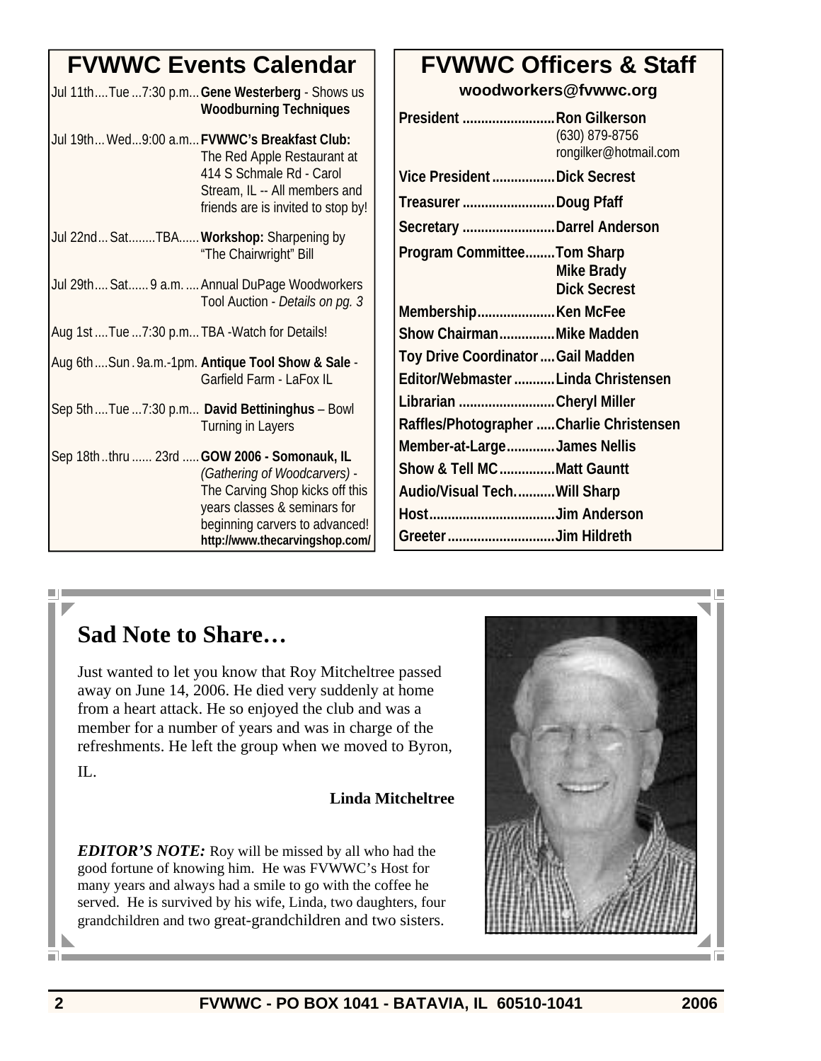## FVWWC Events Calendar

| Date | Event |
| --- | --- |
| Jul 11th....Tue ...7:30 p.m... | **Gene Westerberg** - Shows us **Woodburning Techniques** |
| Jul 19th... Wed...9:00 a.m.... | **FVWWC's Breakfast Club:** The Red Apple Restaurant at 414 S Schmale Rd - Carol Stream, IL -- All members and friends are is invited to stop by! |
| Jul 22nd... Sat........TBA...... | **Workshop:** Sharpening by "The Chairwright" Bill |
| Jul 29th.... Sat...... 9 a.m. .... | Annual DuPage Woodworkers Tool Auction - *Details on pg. 3* |
| Aug 1st ....Tue ...7:30 p.m... | TBA -Watch for Details! |
| Aug 6th ....Sun . 9a.m.-1pm. | **Antique Tool Show & Sale** - Garfield Farm - LaFox IL |
| Sep 5th ....Tue ...7:30 p.m... | **David Bettininghus** – Bowl Turning in Layers |
| Sep 18th ..thru ...... 23rd ..... | **GOW 2006 - Somonauk, IL** *(Gathering of Woodcarvers)* - The Carving Shop kicks off this years classes & seminars for beginning carvers to advanced! **http://www.thecarvingshop.com/** |

## FVWWC Officers & Staff

**woodworkers@fvwwc.org**

| Position | Name |
| --- | --- |
| President | Ron Gilkerson (630) 879-8756 rongilker@hotmail.com |
| Vice President | Dick Secrest |
| Treasurer | Doug Pfaff |
| Secretary | Darrel Anderson |
| Program Committee | Tom Sharp, Mike Brady, Dick Secrest |
| Membership | Ken McFee |
| Show Chairman | Mike Madden |
| Toy Drive Coordinator | Gail Madden |
| Editor/Webmaster | Linda Christensen |
| Librarian | Cheryl Miller |
| Raffles/Photographer | Charlie Christensen |
| Member-at-Large | James Nellis |
| Show & Tell MC | Matt Gauntt |
| Audio/Visual Tech. | Will Sharp |
| Host | Jim Anderson |
| Greeter | Jim Hildreth |

## Sad Note to Share…

Just wanted to let you know that Roy Mitcheltree passed away on June 14, 2006. He died very suddenly at home from a heart attack. He so enjoyed the club and was a member for a number of years and was in charge of the refreshments. He left the group when we moved to Byron, IL.

**Linda Mitcheltree**

***EDITOR'S NOTE:*** Roy will be missed by all who had the good fortune of knowing him. He was FVWWC's Host for many years and always had a smile to go with the coffee he served. He is survived by his wife, Linda, two daughters, four grandchildren and two great-grandchildren and two sisters.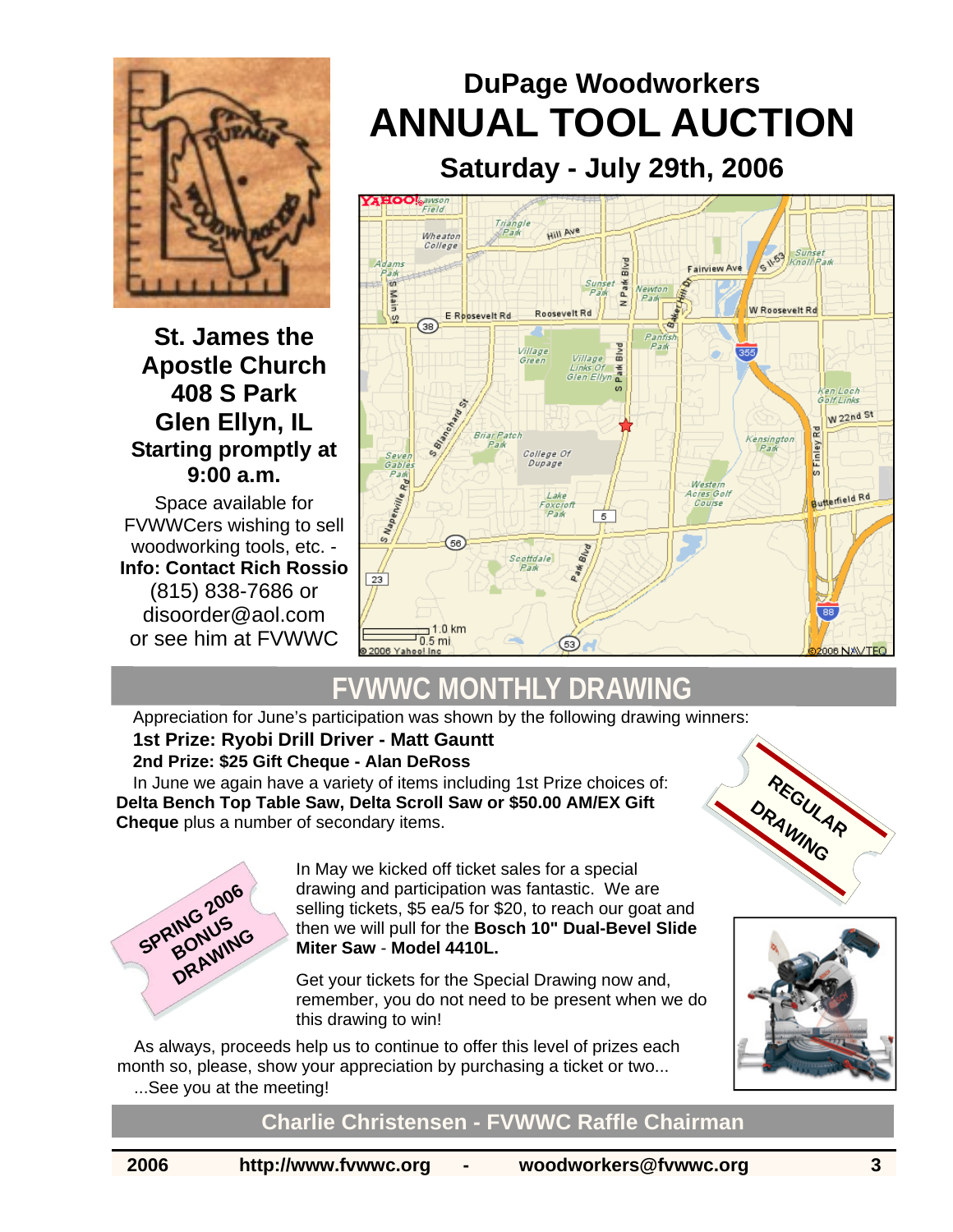# DuPage Woodworkers ANNUAL TOOL AUCTION

## Saturday - July 29th, 2006

**St. James the Apostle Church**
**408 S Park**
**Glen Ellyn, IL**
**Starting promptly at 9:00 a.m.**

Space available for FVWWCers wishing to sell woodworking tools, etc. - **Info: Contact Rich Rossio** (815) 838-7686 or disoorder@aol.com or see him at FVWWC

## FVWWC MONTHLY DRAWING

Appreciation for June's participation was shown by the following drawing winners:

**1st Prize: Ryobi Drill Driver - Matt Gauntt**

**2nd Prize: $25 Gift Cheque - Alan DeRoss**

In June we again have a variety of items including 1st Prize choices of: **Delta Bench Top Table Saw, Delta Scroll Saw or $50.00 AM/EX Gift Cheque** plus a number of secondary items.

REGULAR DRAWING

SPRING 2006 BONUS DRAWING

In May we kicked off ticket sales for a special drawing and participation was fantastic. We are selling tickets, $5 ea/5 for $20, to reach our goat and then we will pull for the **Bosch 10" Dual-Bevel Slide Miter Saw** - **Model 4410L.**

Get your tickets for the Special Drawing now and, remember, you do not need to be present when we do this drawing to win!

As always, proceeds help us to continue to offer this level of prizes each month so, please, show your appreciation by purchasing a ticket or two...

...See you at the meeting!

**Charlie Christensen - FVWWC Raffle Chairman**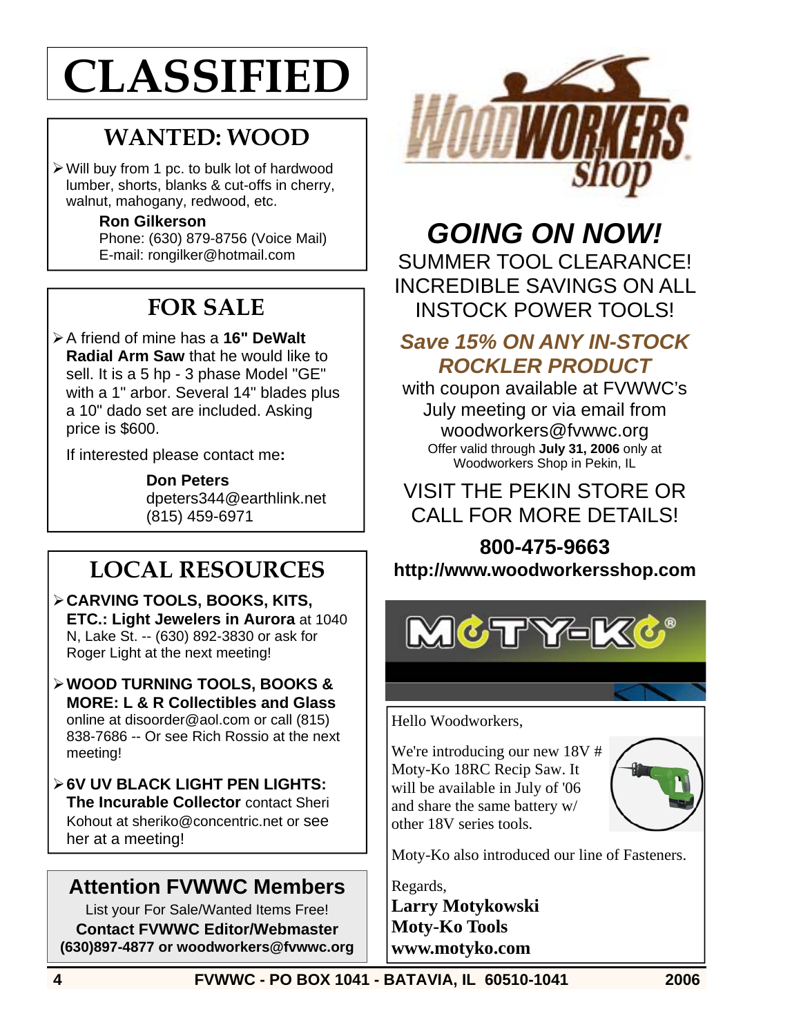# CLASSIFIED

## WANTED: WOOD

- Will buy from 1 pc. to bulk lot of hardwood lumber, shorts, blanks & cut-offs in cherry, walnut, mahogany, redwood, etc.

  **Ron Gilkerson**
  Phone: (630) 879-8756 (Voice Mail)
  E-mail: rongilker@hotmail.com

## FOR SALE

- A friend of mine has a **16" DeWalt Radial Arm Saw** that he would like to sell. It is a 5 hp - 3 phase Model "GE" with a 1" arbor. Several 14" blades plus a 10" dado set are included. Asking price is $600.

  If interested please contact me**:**

  **Don Peters**
  dpeters344@earthlink.net
  (815) 459-6971

## LOCAL RESOURCES

- **CARVING TOOLS, BOOKS, KITS, ETC.: Light Jewelers in Aurora** at 1040 N, Lake St. -- (630) 892-3830 or ask for Roger Light at the next meeting!
- **WOOD TURNING TOOLS, BOOKS & MORE: L & R Collectibles and Glass** online at disoorder@aol.com or call (815) 838-7686 -- Or see Rich Rossio at the next meeting!
- **6V UV BLACK LIGHT PEN LIGHTS: The Incurable Collector** contact Sheri Kohout at sheriko@concentric.net or see her at a meeting!

## Attention FVWWC Members

List your For Sale/Wanted Items Free!
**Contact FVWWC Editor/Webmaster**
**(630)897-4877 or woodworkers@fvwwc.org**

---

# WOODWORKERS shop

## *GOING ON NOW!*

SUMMER TOOL CLEARANCE!
INCREDIBLE SAVINGS ON ALL INSTOCK POWER TOOLS!

***Save 15% ON ANY IN-STOCK ROCKLER PRODUCT***

with coupon available at FVWWC's July meeting or via email from woodworkers@fvwwc.org

Offer valid through **July 31, 2006** only at Woodworkers Shop in Pekin, IL

VISIT THE PEKIN STORE OR CALL FOR MORE DETAILS!

**800-475-9663**
**http://www.woodworkersshop.com**

---

# MOTY-KO®

Hello Woodworkers,

We're introducing our new 18V # Moty-Ko 18RC Recip Saw. It will be available in July of '06 and share the same battery w/ other 18V series tools.

Moty-Ko also introduced our line of Fasteners.

Regards,
**Larry Motykowski**
**Moty-Ko Tools**
**www.motyko.com**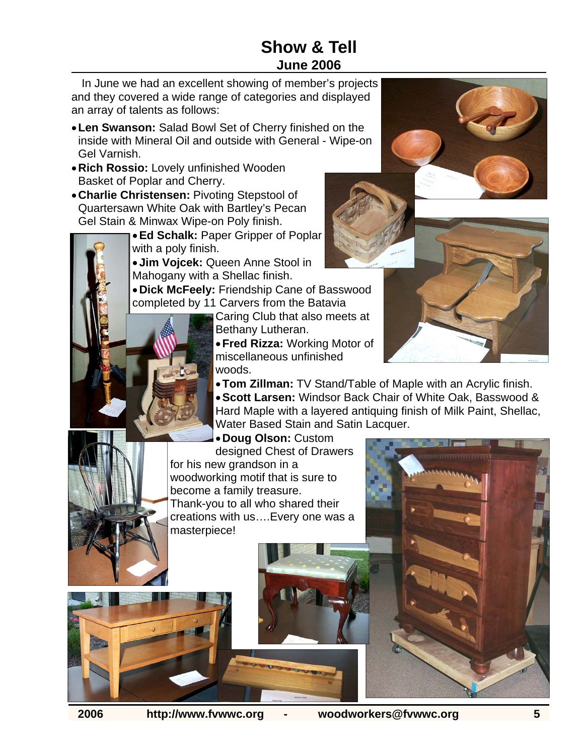# Show & Tell

## June 2006

In June we had an excellent showing of member's projects and they covered a wide range of categories and displayed an array of talents as follows:

- **Len Swanson:** Salad Bowl Set of Cherry finished on the inside with Mineral Oil and outside with General - Wipe-on Gel Varnish.
- **Rich Rossio:** Lovely unfinished Wooden Basket of Poplar and Cherry.
- **Charlie Christensen:** Pivoting Stepstool of Quartersawn White Oak with Bartley's Pecan Gel Stain & Minwax Wipe-on Poly finish.
- **Ed Schalk:** Paper Gripper of Poplar with a poly finish.
- **Jim Vojcek:** Queen Anne Stool in Mahogany with a Shellac finish.
- **Dick McFeely:** Friendship Cane of Basswood completed by 11 Carvers from the Batavia Caring Club that also meets at Bethany Lutheran.
- **Fred Rizza:** Working Motor of miscellaneous unfinished woods.
- **Tom Zillman:** TV Stand/Table of Maple with an Acrylic finish.
- **Scott Larsen:** Windsor Back Chair of White Oak, Basswood & Hard Maple with a layered antiquing finish of Milk Paint, Shellac, Water Based Stain and Satin Lacquer.
- **Doug Olson:** Custom designed Chest of Drawers for his new grandson in a woodworking motif that is sure to become a family treasure.

Thank-you to all who shared their creations with us….Every one was a masterpiece!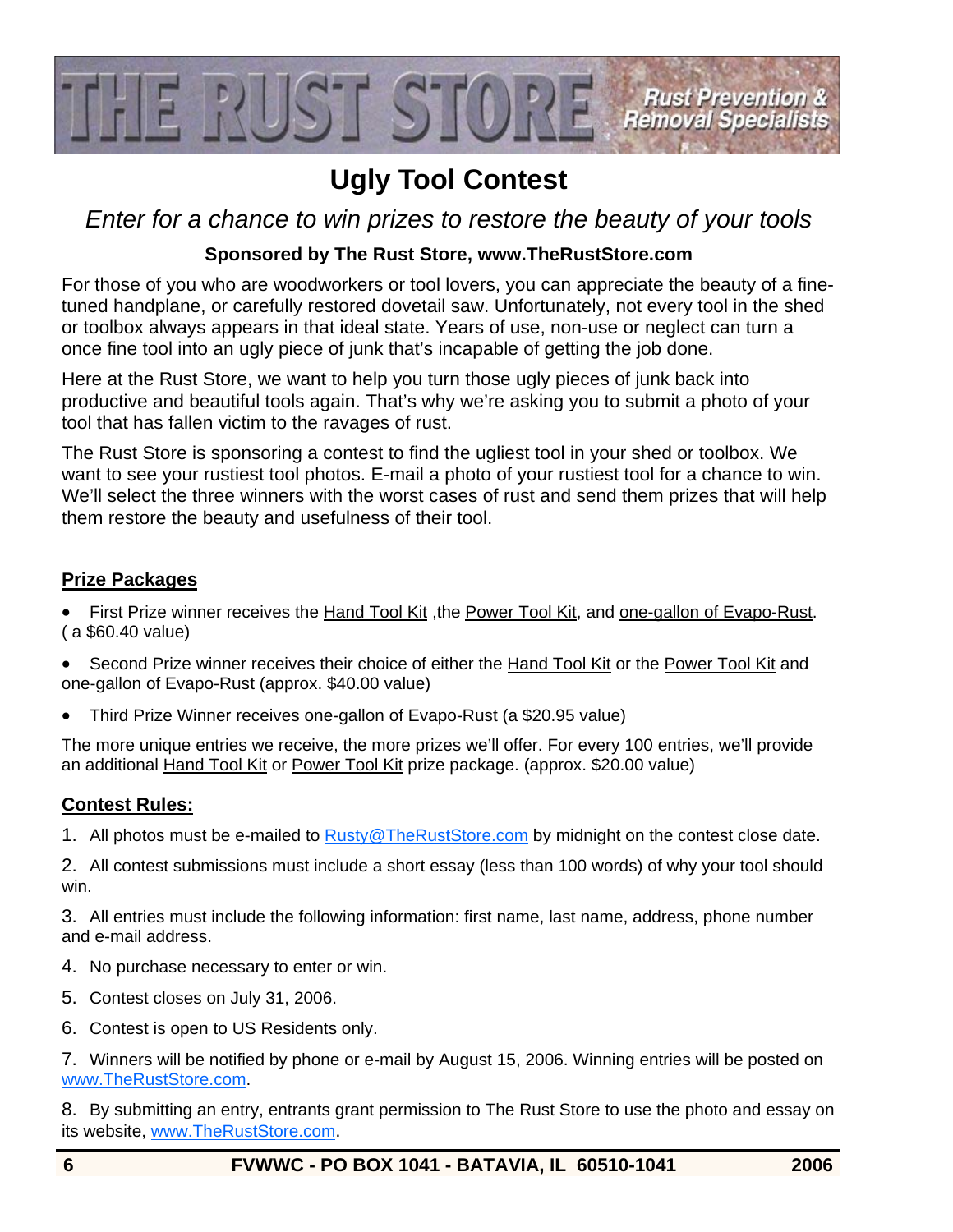THE RUST STORE — Rust Prevention & Removal Specialists

# Ugly Tool Contest

*Enter for a chance to win prizes to restore the beauty of your tools*

**Sponsored by The Rust Store, www.TheRustStore.com**

For those of you who are woodworkers or tool lovers, you can appreciate the beauty of a fine-tuned handplane, or carefully restored dovetail saw. Unfortunately, not every tool in the shed or toolbox always appears in that ideal state. Years of use, non-use or neglect can turn a once fine tool into an ugly piece of junk that's incapable of getting the job done.

Here at the Rust Store, we want to help you turn those ugly pieces of junk back into productive and beautiful tools again. That's why we're asking you to submit a photo of your tool that has fallen victim to the ravages of rust.

The Rust Store is sponsoring a contest to find the ugliest tool in your shed or toolbox. We want to see your rustiest tool photos. E-mail a photo of your rustiest tool for a chance to win. We'll select the three winners with the worst cases of rust and send them prizes that will help them restore the beauty and usefulness of their tool.

## Prize Packages

- First Prize winner receives the Hand Tool Kit ,the Power Tool Kit, and one-gallon of Evapo-Rust. ( a $60.40 value)
- Second Prize winner receives their choice of either the Hand Tool Kit or the Power Tool Kit and one-gallon of Evapo-Rust (approx. $40.00 value)
- Third Prize Winner receives one-gallon of Evapo-Rust (a $20.95 value)

The more unique entries we receive, the more prizes we'll offer. For every 100 entries, we'll provide an additional Hand Tool Kit or Power Tool Kit prize package. (approx. $20.00 value)

## Contest Rules:

1. All photos must be e-mailed to Rusty@TheRustStore.com by midnight on the contest close date.
2. All contest submissions must include a short essay (less than 100 words) of why your tool should win.
3. All entries must include the following information: first name, last name, address, phone number and e-mail address.
4. No purchase necessary to enter or win.
5. Contest closes on July 31, 2006.
6. Contest is open to US Residents only.
7. Winners will be notified by phone or e-mail by August 15, 2006. Winning entries will be posted on www.TheRustStore.com.
8. By submitting an entry, entrants grant permission to The Rust Store to use the photo and essay on its website, www.TheRustStore.com.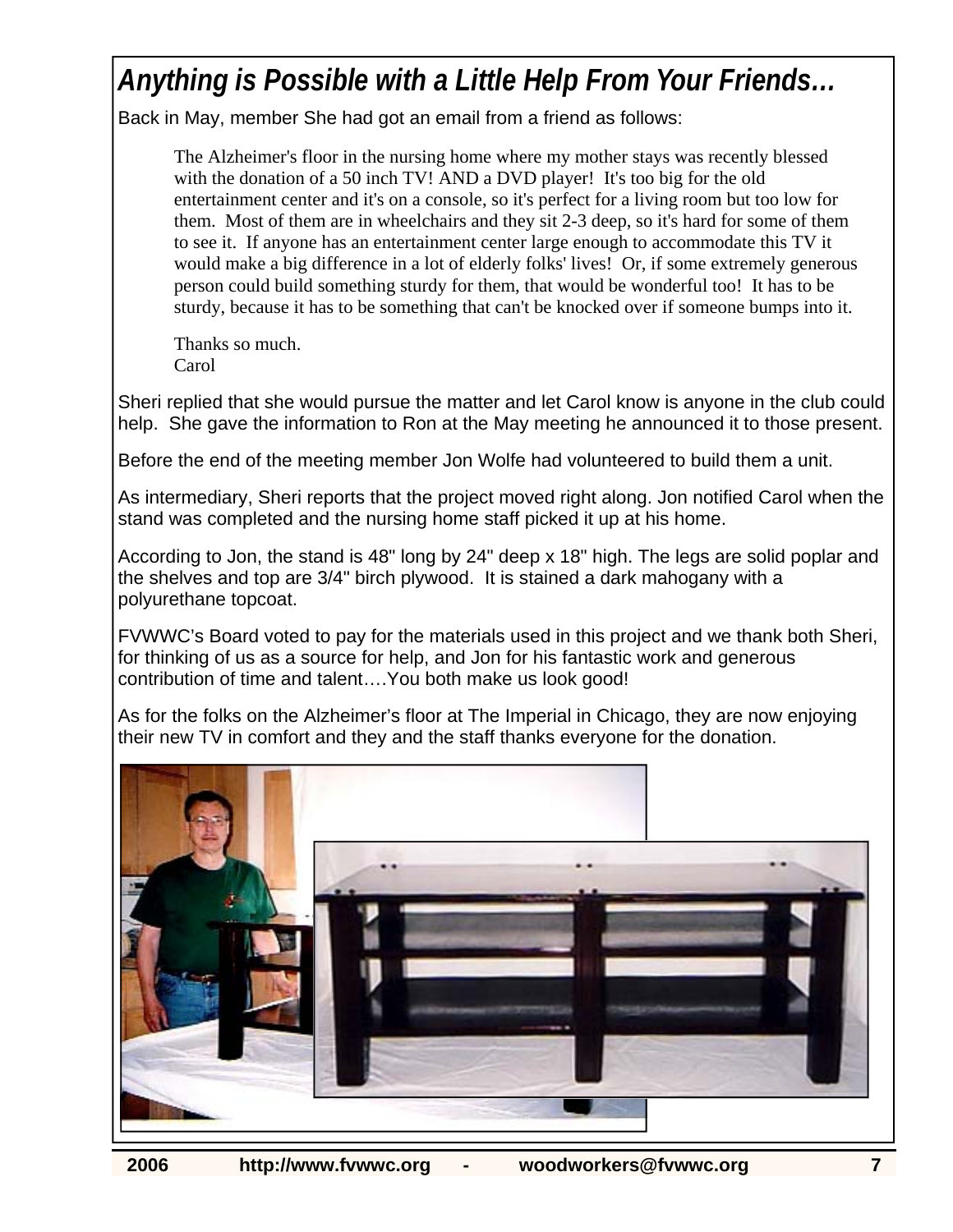# *Anything is Possible with a Little Help From Your Friends…*

Back in May, member She had got an email from a friend as follows:

> The Alzheimer's floor in the nursing home where my mother stays was recently blessed with the donation of a 50 inch TV! AND a DVD player! It's too big for the old entertainment center and it's on a console, so it's perfect for a living room but too low for them. Most of them are in wheelchairs and they sit 2-3 deep, so it's hard for some of them to see it. If anyone has an entertainment center large enough to accommodate this TV it would make a big difference in a lot of elderly folks' lives! Or, if some extremely generous person could build something sturdy for them, that would be wonderful too! It has to be sturdy, because it has to be something that can't be knocked over if someone bumps into it.
>
> Thanks so much.
> Carol

Sheri replied that she would pursue the matter and let Carol know is anyone in the club could help. She gave the information to Ron at the May meeting he announced it to those present.

Before the end of the meeting member Jon Wolfe had volunteered to build them a unit.

As intermediary, Sheri reports that the project moved right along. Jon notified Carol when the stand was completed and the nursing home staff picked it up at his home.

According to Jon, the stand is 48" long by 24" deep x 18" high. The legs are solid poplar and the shelves and top are 3/4" birch plywood. It is stained a dark mahogany with a polyurethane topcoat.

FVWWC's Board voted to pay for the materials used in this project and we thank both Sheri, for thinking of us as a source for help, and Jon for his fantastic work and generous contribution of time and talent….You both make us look good!

As for the folks on the Alzheimer's floor at The Imperial in Chicago, they are now enjoying their new TV in comfort and they and the staff thanks everyone for the donation.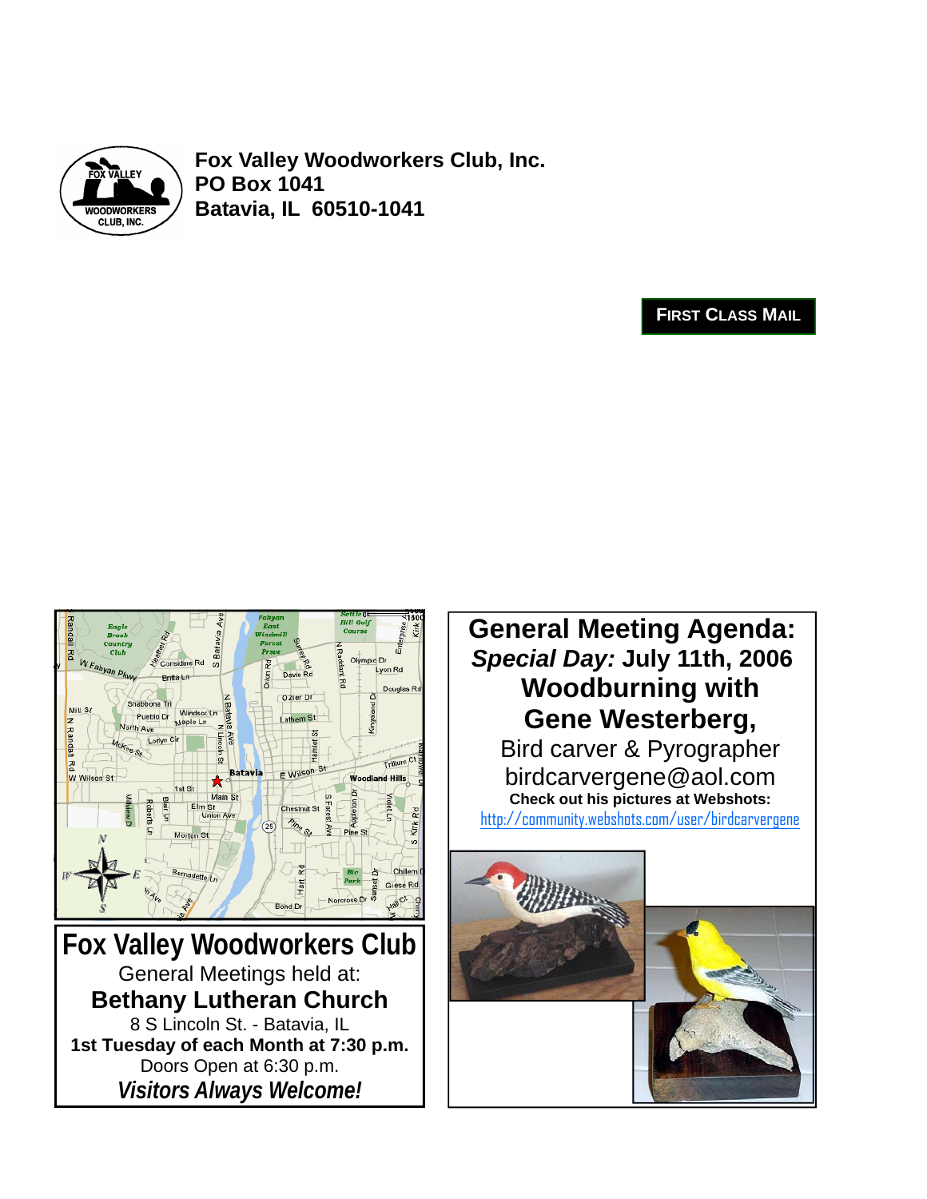**Fox Valley Woodworkers Club, Inc.**
**PO Box 1041**
**Batavia, IL 60510-1041**

**FIRST CLASS MAIL**

# Fox Valley Woodworkers Club

General Meetings held at:

**Bethany Lutheran Church**

8 S Lincoln St. - Batavia, IL

**1st Tuesday of each Month at 7:30 p.m.**

Doors Open at 6:30 p.m.

***Visitors Always Welcome!***

## General Meeting Agenda:

***Special Day:* July 11th, 2006**

## Woodburning with Gene Westerberg,

Bird carver & Pyrographer

birdcarvergene@aol.com

**Check out his pictures at Webshots:**

http://community.webshots.com/user/birdcarvergene